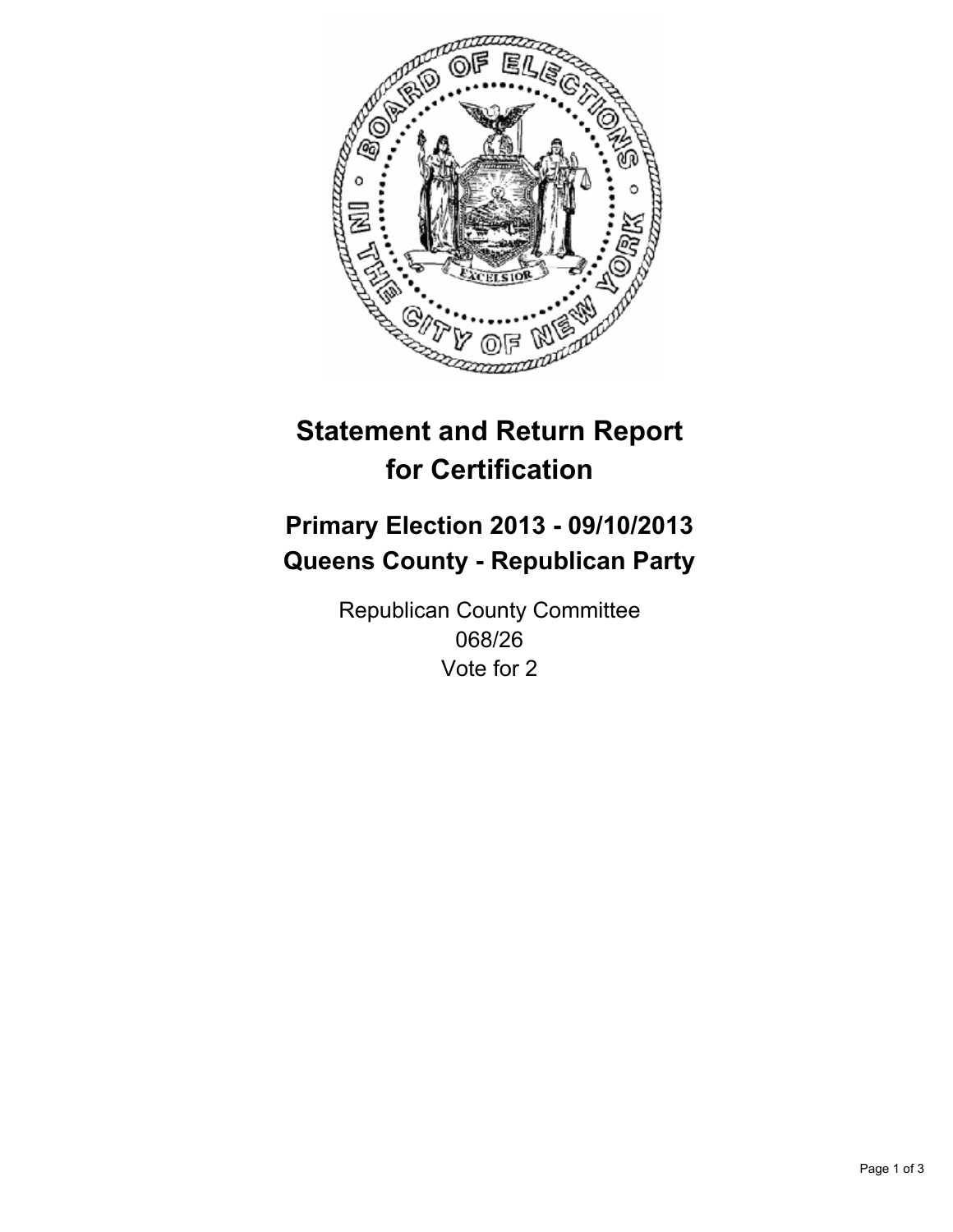# Statement and Return Report for Certification

## Primary Election 2013 - 09/10/2013
## Queens County - Republican Party

Republican County Committee
068/26
Vote for 2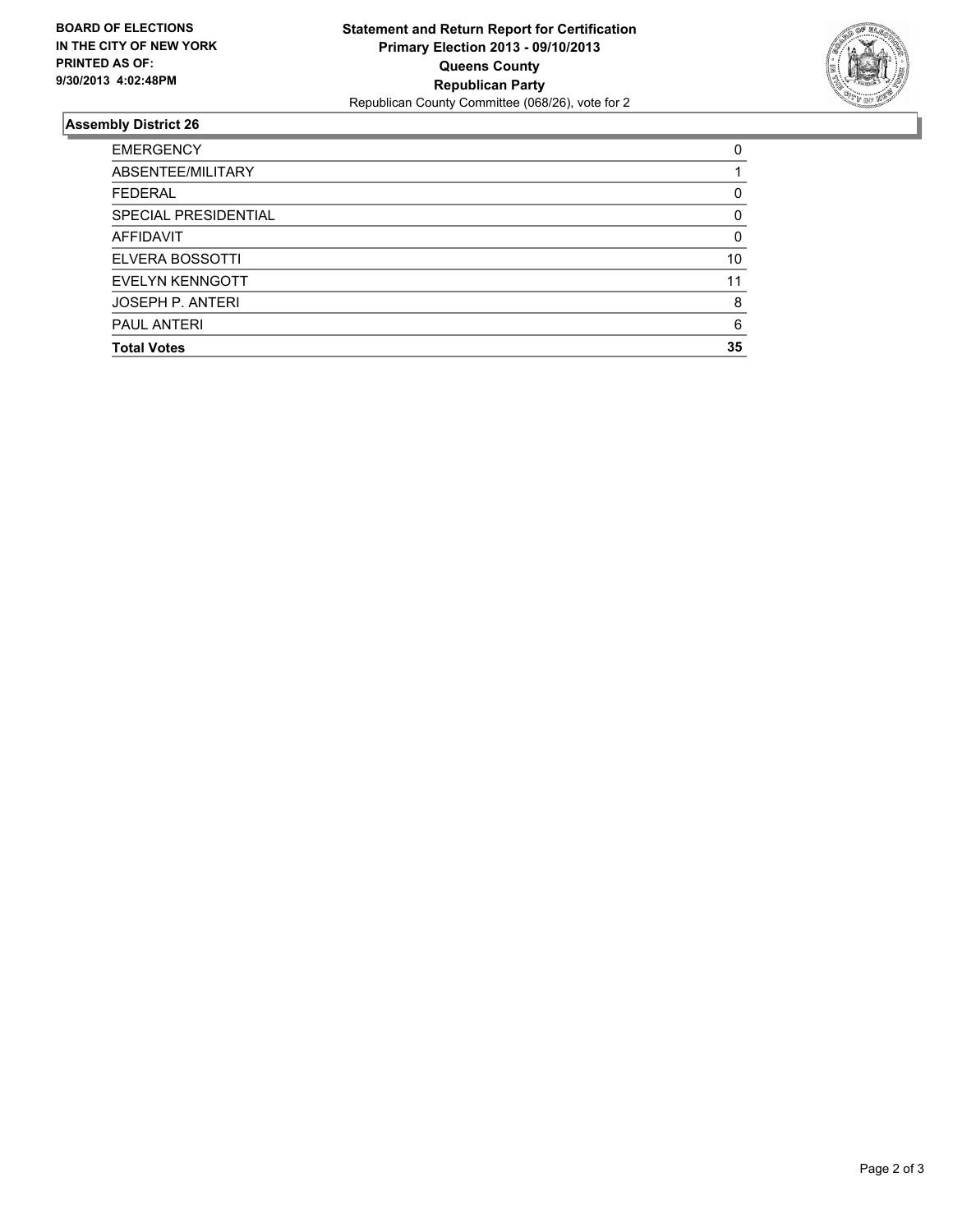**BOARD OF ELECTIONS IN THE CITY OF NEW YORK PRINTED AS OF: 9/30/2013 4:02:48PM**

**Statement and Return Report for Certification**
**Primary Election 2013 - 09/10/2013**
**Queens County**
**Republican Party**
Republican County Committee (068/26), vote for 2

### Assembly District 26

| | |
|---|---|
| EMERGENCY | 0 |
| ABSENTEE/MILITARY | 1 |
| FEDERAL | 0 |
| SPECIAL PRESIDENTIAL | 0 |
| AFFIDAVIT | 0 |
| ELVERA BOSSOTTI | 10 |
| EVELYN KENNGOTT | 11 |
| JOSEPH P. ANTERI | 8 |
| PAUL ANTERI | 6 |
| **Total Votes** | **35** |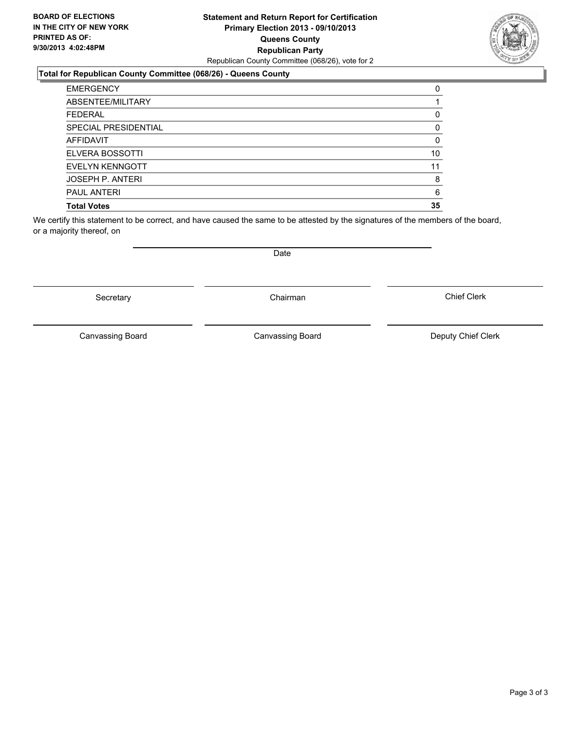**BOARD OF ELECTIONS IN THE CITY OF NEW YORK PRINTED AS OF: 9/30/2013 4:02:48PM**

**Statement and Return Report for Certification**
**Primary Election 2013 - 09/10/2013**
**Queens County**
**Republican Party**
Republican County Committee (068/26), vote for 2

### Total for Republican County Committee (068/26) - Queens County

| | |
|---|---|
| EMERGENCY | 0 |
| ABSENTEE/MILITARY | 1 |
| FEDERAL | 0 |
| SPECIAL PRESIDENTIAL | 0 |
| AFFIDAVIT | 0 |
| ELVERA BOSSOTTI | 10 |
| EVELYN KENNGOTT | 11 |
| JOSEPH P. ANTERI | 8 |
| PAUL ANTERI | 6 |
| **Total Votes** | **35** |

We certify this statement to be correct, and have caused the same to be attested by the signatures of the members of the board, or a majority thereof, on

Date

Secretary | Chairman | Chief Clerk

Canvassing Board | Canvassing Board | Deputy Chief Clerk